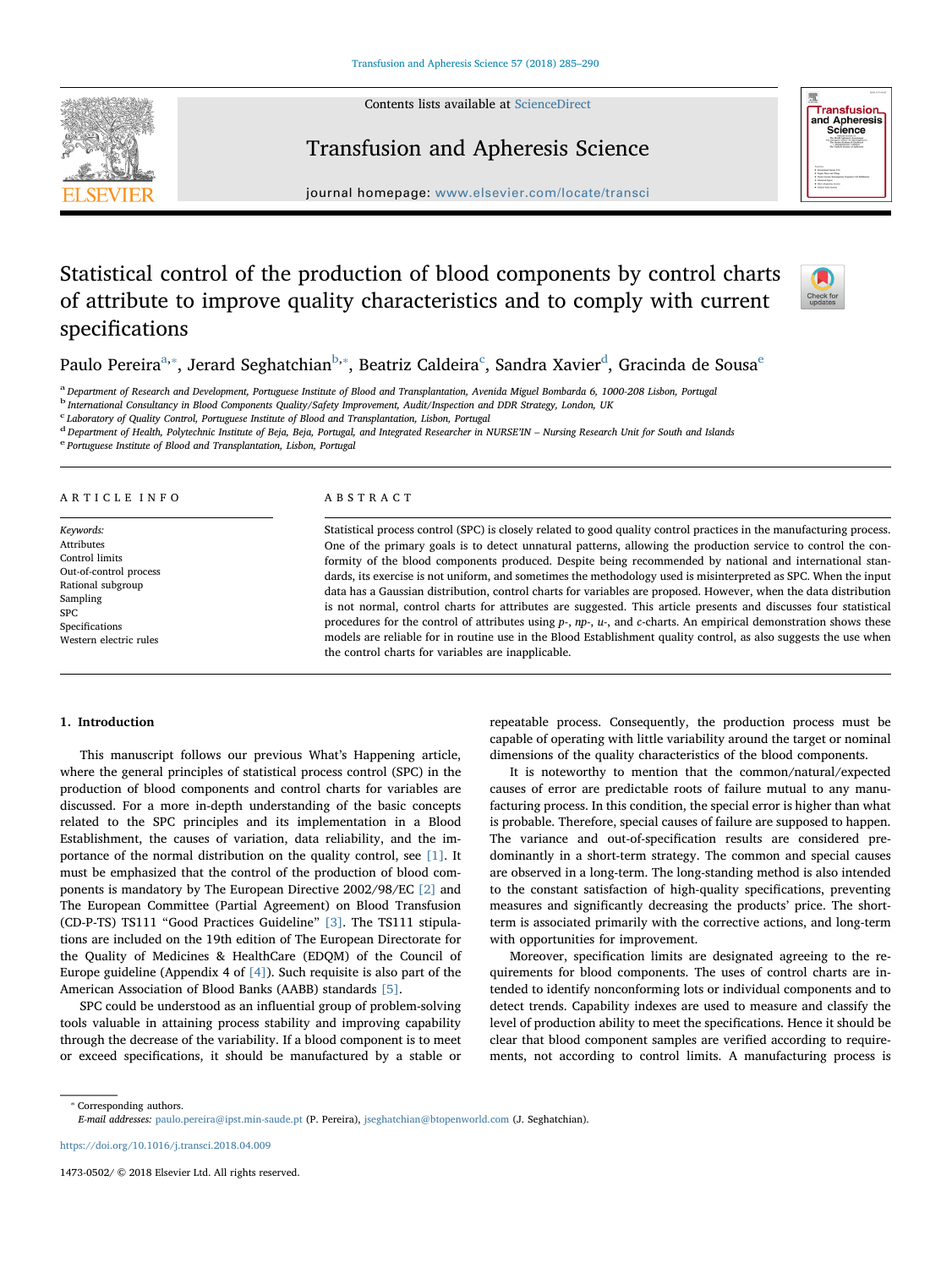# Statistical control of the production of blood components by control charts of attribute to improve quality characteristics and to comply with current specifications

Paulo Pereira[a,*], Jerard Seghatchian[b,*], Beatriz Caldeira[c], Sandra Xavier[d], Gracinda de Sousa[e]

[a] Department of Research and Development, Portuguese Institute of Blood and Transplantation, Avenida Miguel Bombarda 6, 1000-208 Lisbon, Portugal
[b] International Consultancy in Blood Components Quality/Safety Improvement, Audit/Inspection and DDR Strategy, London, UK
[c] Laboratory of Quality Control, Portuguese Institute of Blood and Transplantation, Lisbon, Portugal
[d] Department of Health, Polytechnic Institute of Beja, Beja, Portugal, and Integrated Researcher in NURSE'IN – Nursing Research Unit for South and Islands
[e] Portuguese Institute of Blood and Transplantation, Lisbon, Portugal

## ARTICLE INFO

*Keywords:*
Attributes
Control limits
Out-of-control process
Rational subgroup
Sampling
SPC
Specifications
Western electric rules

## ABSTRACT

Statistical process control (SPC) is closely related to good quality control practices in the manufacturing process. One of the primary goals is to detect unnatural patterns, allowing the production service to control the conformity of the blood components produced. Despite being recommended by national and international standards, its exercise is not uniform, and sometimes the methodology used is misinterpreted as SPC. When the input data has a Gaussian distribution, control charts for variables are proposed. However, when the data distribution is not normal, control charts for attributes are suggested. This article presents and discusses four statistical procedures for the control of attributes using *p*-, *np*-, *u*-, and *c*-charts. An empirical demonstration shows these models are reliable for in routine use in the Blood Establishment quality control, as also suggests the use when the control charts for variables are inapplicable.

## 1. Introduction

This manuscript follows our previous What's Happening article, where the general principles of statistical process control (SPC) in the production of blood components and control charts for variables are discussed. For a more in-depth understanding of the basic concepts related to the SPC principles and its implementation in a Blood Establishment, the causes of variation, data reliability, and the importance of the normal distribution on the quality control, see [1]. It must be emphasized that the control of the production of blood components is mandatory by The European Directive 2002/98/EC [2] and The European Committee (Partial Agreement) on Blood Transfusion (CD-P-TS) TS111 "Good Practices Guideline" [3]. The TS111 stipulations are included on the 19th edition of The European Directorate for the Quality of Medicines & HealthCare (EDQM) of the Council of Europe guideline (Appendix 4 of [4]). Such requisite is also part of the American Association of Blood Banks (AABB) standards [5].

SPC could be understood as an influential group of problem-solving tools valuable in attaining process stability and improving capability through the decrease of the variability. If a blood component is to meet or exceed specifications, it should be manufactured by a stable or repeatable process. Consequently, the production process must be capable of operating with little variability around the target or nominal dimensions of the quality characteristics of the blood components.

It is noteworthy to mention that the common/natural/expected causes of error are predictable roots of failure mutual to any manufacturing process. In this condition, the special error is higher than what is probable. Therefore, special causes of failure are supposed to happen. The variance and out-of-specification results are considered predominantly in a short-term strategy. The common and special causes are observed in a long-term. The long-standing method is also intended to the constant satisfaction of high-quality specifications, preventing measures and significantly decreasing the products' price. The short-term is associated primarily with the corrective actions, and long-term with opportunities for improvement.

Moreover, specification limits are designated agreeing to the requirements for blood components. The uses of control charts are intended to identify nonconforming lots or individual components and to detect trends. Capability indexes are used to measure and classify the level of production ability to meet the specifications. Hence it should be clear that blood component samples are verified according to requirements, not according to control limits. A manufacturing process is

* Corresponding authors.
*E-mail addresses:* paulo.pereira@ipst.min-saude.pt (P. Pereira), jseghatchian@btopenworld.com (J. Seghatchian).

https://doi.org/10.1016/j.transci.2018.04.009

1473-0502/ © 2018 Elsevier Ltd. All rights reserved.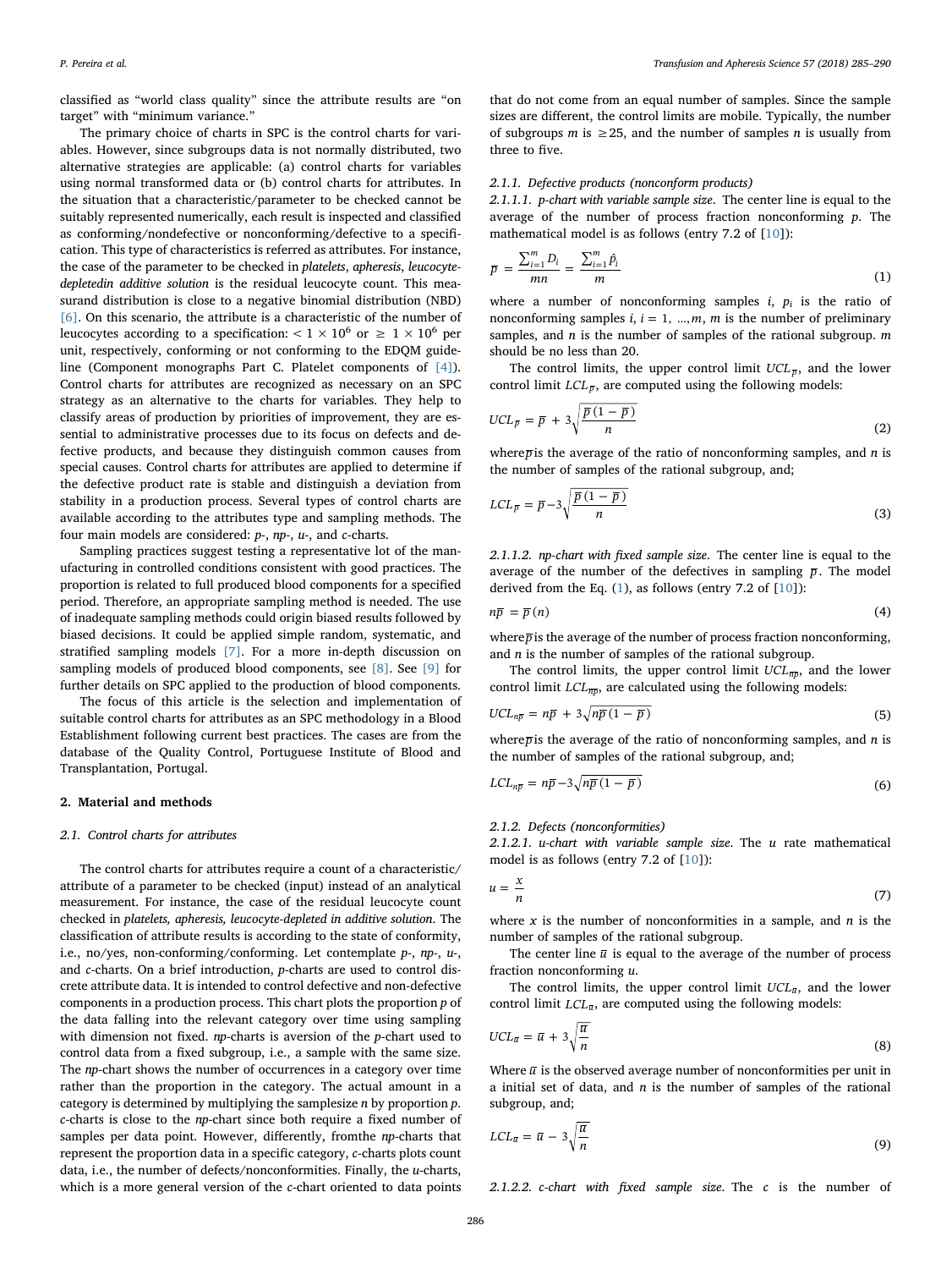classified as “world class quality” since the attribute results are “on target” with “minimum variance.”

The primary choice of charts in SPC is the control charts for variables. However, since subgroups data is not normally distributed, two alternative strategies are applicable: (a) control charts for variables using normal transformed data or (b) control charts for attributes. In the situation that a characteristic/parameter to be checked cannot be suitably represented numerically, each result is inspected and classified as conforming/nondefective or nonconforming/defective to a specification. This type of characteristics is referred as attributes. For instance, the case of the parameter to be checked in *platelets, apheresis, leucocyte-depletedin additive solution* is the residual leucocyte count. This measurand distribution is close to a negative binomial distribution (NBD) [6]. On this scenario, the attribute is a characteristic of the number of leucocytes according to a specification: $< 1 \times 10^6$ or $\geq 1 \times 10^6$ per unit, respectively, conforming or not conforming to the EDQM guideline (Component monographs Part C. Platelet components of [4]). Control charts for attributes are recognized as necessary on an SPC strategy as an alternative to the charts for variables. They help to classify areas of production by priorities of improvement, they are essential to administrative processes due to its focus on defects and defective products, and because they distinguish common causes from special causes. Control charts for attributes are applied to determine if the defective product rate is stable and distinguish a deviation from stability in a production process. Several types of control charts are available according to the attributes type and sampling methods. The four main models are considered: *p*-, *np*-, *u*-, and *c*-charts.

Sampling practices suggest testing a representative lot of the manufacturing in controlled conditions consistent with good practices. The proportion is related to full produced blood components for a specified period. Therefore, an appropriate sampling method is needed. The use of inadequate sampling methods could origin biased results followed by biased decisions. It could be applied simple random, systematic, and stratified sampling models [7]. For a more in-depth discussion on sampling models of produced blood components, see [8]. See [9] for further details on SPC applied to the production of blood components.

The focus of this article is the selection and implementation of suitable control charts for attributes as an SPC methodology in a Blood Establishment following current best practices. The cases are from the database of the Quality Control, Portuguese Institute of Blood and Transplantation, Portugal.

## 2. Material and methods

### 2.1. Control charts for attributes

The control charts for attributes require a count of a characteristic/attribute of a parameter to be checked (input) instead of an analytical measurement. For instance, the case of the residual leucocyte count checked in *platelets, apheresis, leucocyte-depleted in additive solution*. The classification of attribute results is according to the state of conformity, i.e., no/yes, non-conforming/conforming. Let contemplate *p*-, *np*-, *u*-, and *c*-charts. On a brief introduction, *p*-charts are used to control discrete attribute data. It is intended to control defective and non-defective components in a production process. This chart plots the proportion *p* of the data falling into the relevant category over time using sampling with dimension not fixed. *np*-charts is aversion of the *p*-chart used to control data from a fixed subgroup, i.e., a sample with the same size. The *np*-chart shows the number of occurrences in a category over time rather than the proportion in the category. The actual amount in a category is determined by multiplying the samplesize *n* by proportion *p*. *c*-charts is close to the *np*-chart since both require a fixed number of samples per data point. However, differently, fromthe *np*-charts that represent the proportion data in a specific category, *c*-charts plots count data, i.e., the number of defects/nonconformities. Finally, the *u*-charts, which is a more general version of the *c*-chart oriented to data points that do not come from an equal number of samples. Since the sample sizes are different, the control limits are mobile. Typically, the number of subgroups *m* is $\geq 25$, and the number of samples *n* is usually from three to five.

#### 2.1.1. Defective products (nonconform products)

##### 2.1.1.1. p-chart with variable sample size.

The center line is equal to the average of the number of process fraction nonconforming *p*. The mathematical model is as follows (entry 7.2 of [10]):

$$\overline{p} = \frac{\sum_{i=1}^{m} D_i}{mn} = \frac{\sum_{i=1}^{m} \hat{p}_i}{m} \tag{1}$$

where a number of nonconforming samples *i*, $p_i$ is the ratio of nonconforming samples *i*, $i = 1, \ldots, m$, *m* is the number of preliminary samples, and *n* is the number of samples of the rational subgroup. *m* should be no less than 20.

The control limits, the upper control limit $UCL_{\overline{p}}$, and the lower control limit $LCL_{\overline{p}}$, are computed using the following models:

$$UCL_{\overline{p}} = \overline{p} + 3\sqrt{\frac{\overline{p}\,(1-\overline{p})}{n}} \tag{2}$$

where$\overline{p}$is the average of the ratio of nonconforming samples, and *n* is the number of samples of the rational subgroup, and;

$$LCL_{\overline{p}} = \overline{p} - 3\sqrt{\frac{\overline{p}\,(1-\overline{p})}{n}} \tag{3}$$

##### 2.1.1.2. np-chart with fixed sample size.

The center line is equal to the average of the number of the defectives in sampling $\overline{p}$. The model derived from the Eq. (1), as follows (entry 7.2 of [10]):

$$n\overline{p} = \overline{p}\,(n) \tag{4}$$

where$\overline{p}$is the average of the number of process fraction nonconforming, and *n* is the number of samples of the rational subgroup.

The control limits, the upper control limit $UCL_{n\overline{p}}$, and the lower control limit $LCL_{n\overline{p}}$, are calculated using the following models:

$$UCL_{n\overline{p}} = n\overline{p} + 3\sqrt{n\overline{p}\,(1-\overline{p})} \tag{5}$$

where$\overline{p}$is the average of the ratio of nonconforming samples, and *n* is the number of samples of the rational subgroup, and;

$$LCL_{n\overline{p}} = n\overline{p} - 3\sqrt{n\overline{p}\,(1-\overline{p})} \tag{6}$$

#### 2.1.2. Defects (nonconformities)

##### 2.1.2.1. u-chart with variable sample size.

The *u* rate mathematical model is as follows (entry 7.2 of [10]):

$$u = \frac{x}{n} \tag{7}$$

where *x* is the number of nonconformities in a sample, and *n* is the number of samples of the rational subgroup.

The center line $\overline{u}$ is equal to the average of the number of process fraction nonconforming *u*.

The control limits, the upper control limit $UCL_{\overline{u}}$, and the lower control limit $LCL_{\overline{u}}$, are computed using the following models:

$$UCL_{\overline{u}} = \overline{u} + 3\sqrt{\frac{\overline{u}}{n}} \tag{8}$$

Where $\overline{u}$ is the observed average number of nonconformities per unit in a initial set of data, and *n* is the number of samples of the rational subgroup, and;

$$LCL_{\overline{u}} = \overline{u} - 3\sqrt{\frac{\overline{u}}{n}} \tag{9}$$

##### 2.1.2.2. c-chart with fixed sample size.

The *c* is the number of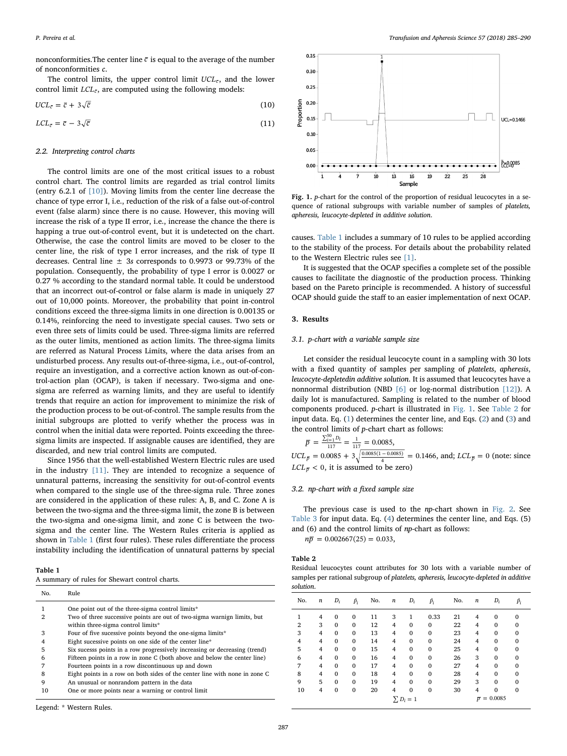nonconformities.The center line $\bar{c}$ is equal to the average of the number of nonconformities $c$.

The control limits, the upper control limit $UCL_{\bar{c}}$, and the lower control limit $LCL_{\bar{c}}$, are computed using the following models:

$$UCL_{\bar{c}} = \bar{c} + 3\sqrt{\bar{c}} \tag{10}$$

$$LCL_{\bar{c}} = \bar{c} - 3\sqrt{\bar{c}} \tag{11}$$

### 2.2. Interpreting control charts

The control limits are one of the most critical issues to a robust control chart. The control limits are regarded as trial control limits (entry 6.2.1 of [10]). Moving limits from the center line decrease the chance of type error I, i.e., reduction of the risk of a false out-of-control event (false alarm) since there is no cause. However, this moving will increase the risk of a type II error, i.e., increase the chance the there is happing a true out-of-control event, but it is undetected on the chart. Otherwise, the case the control limits are moved to be closer to the center line, the risk of type I error increases, and the risk of type II decreases. Central line ± 3*s* corresponds to 0.9973 or 99.73% of the population. Consequently, the probability of type I error is 0.0027 or 0.27 % according to the standard normal table. It could be understood that an incorrect out-of-control or false alarm is made in uniquely 27 out of 10,000 points. Moreover, the probability that point in-control conditions exceed the three-sigma limits in one direction is 0.00135 or 0.14%, reinforcing the need to investigate special causes. Two sets or even three sets of limits could be used. Three-sigma limits are referred as the outer limits, mentioned as action limits. The three-sigma limits are referred as Natural Process Limits, where the data arises from an undisturbed process. Any results out-of-three-sigma, i.e., out-of-control, require an investigation, and a corrective action known as out-of-control-action plan (OCAP), is taken if necessary. Two-sigma and one-sigma are referred as warning limits, and they are useful to identify trends that require an action for improvement to minimize the risk of the production process to be out-of-control. The sample results from the initial subgroups are plotted to verify whether the process was in control when the initial data were reported. Points exceeding the three-sigma limits are inspected. If assignable causes are identified, they are discarded, and new trial control limits are computed.

Since 1956 that the well-established Western Electric rules are used in the industry [11]. They are intended to recognize a sequence of unnatural patterns, increasing the sensitivity for out-of-control events when compared to the single use of the three-sigma rule. Three zones are considered in the application of these rules: A, B, and C. Zone A is between the two-sigma and the three-sigma limit, the zone B is between the two-sigma and one-sigma limit, and zone C is between the two-sigma and the center line. The Western Rules criteria is applied as shown in Table 1 (first four rules). These rules differentiate the process instability including the identification of unnatural patterns by special causes. Table 1 includes a summary of 10 rules to be applied according to the stability of the process. For details about the probability related to the Western Electric rules see [1].

It is suggested that the OCAP specifies a complete set of the possible causes to facilitate the diagnostic of the production process. Thinking based on the Pareto principle is recommended. A history of successful OCAP should guide the staff to an easier implementation of next OCAP.

**Table 1**
A summary of rules for Shewart control charts.

| No. | Rule |
|---|---|
| 1 | One point out of the three-sigma control limits* |
| 2 | Two of three successive points are out of two-sigma warnign limits, but within three-sigma control limits* |
| 3 | Four of five sucessive points beyond the one-sigma limits* |
| 4 | Eight sucessive points on one side of the center line* |
| 5 | Six sucesss points in a row progressively increasing or decreasing (trend) |
| 6 | Fifteen points in a row in zone C (both above and below the center line) |
| 7 | Fourteen points in a row discontinuous up and down |
| 8 | Eight points in a row on both sides of the center line with none in zone C |
| 9 | An unusual or nonrandom pattern in the data |
| 10 | One or more points near a warning or control limit |

Legend: * Western Rules.

**Fig. 1.** *p*-chart for the control of the proportion of residual leucocytes in a sequence of rational subgroups with variable number of samples of *platelets, apheresis, leucocyte-depleted in additive solution*.

## 3. Results

### 3.1. p-chart with a variable sample size

Let consider the residual leucocyte count in a sampling with 30 lots with a fixed quantity of samples per sampling of *platelets*, *apheresis*, *leucocyte-depletedin additive solution*. It is assumed that leucocytes have a nonnormal distribution (NBD [6] or log-normal distribution [12]). A daily lot is manufactured. Sampling is related to the number of blood components produced. *p*-chart is illustrated in Fig. 1. See Table 2 for input data. Eq. (1) determines the center line, and Eqs. (2) and (3) and the control limits of *p*-chart chart as follows:

$\bar{p} = \frac{\sum_{i=1}^{50} D_i}{117} = \frac{1}{117} = 0.0085,$

$UCL_{\bar{p}} = 0.0085 + 3\sqrt{\frac{0.0085(1-0.0085)}{4}} = 0.1466$, and; $LCL_{\bar{p}} = 0$ (note: since $LCL_{\bar{p}} < 0$, it is assumed to be zero)

### 3.2. np-chart with a fixed sample size

The previous case is used to the *np*-chart shown in Fig. 2. See Table 3 for input data. Eq. (4) determines the center line, and Eqs. (5) and (6) and the control limits of *np*-chart as follows:

$n\bar{p} = 0.002667(25) = 0.033,$

**Table 2**
Residual leucocytes count attributes for 30 lots with a variable number of samples per rational subgroup of *platelets, apheresis, leucocyte-depleted in additive solution*.

| No. | $n$ | $D_i$ | $\hat{p}_i$ | No. | $n$ | $D_i$ | $\hat{p}_i$ | No. | $n$ | $D_i$ | $\hat{p}_i$ |
|---|---|---|---|---|---|---|---|---|---|---|---|
| 1 | 4 | 0 | 0 | 11 | 3 | 1 | 0.33 | 21 | 4 | 0 | 0 |
| 2 | 3 | 0 | 0 | 12 | 4 | 0 | 0 | 22 | 4 | 0 | 0 |
| 3 | 4 | 0 | 0 | 13 | 4 | 0 | 0 | 23 | 4 | 0 | 0 |
| 4 | 4 | 0 | 0 | 14 | 4 | 0 | 0 | 24 | 4 | 0 | 0 |
| 5 | 4 | 0 | 0 | 15 | 4 | 0 | 0 | 25 | 4 | 0 | 0 |
| 6 | 4 | 0 | 0 | 16 | 4 | 0 | 0 | 26 | 3 | 0 | 0 |
| 7 | 4 | 0 | 0 | 17 | 4 | 0 | 0 | 27 | 4 | 0 | 0 |
| 8 | 4 | 0 | 0 | 18 | 4 | 0 | 0 | 28 | 4 | 0 | 0 |
| 9 | 5 | 0 | 0 | 19 | 4 | 0 | 0 | 29 | 3 | 0 | 0 |
| 10 | 4 | 0 | 0 | 20 | 4 | 0 | 0 | 30 | 4 | 0 | 0 |
| | | | | | $\sum D_i = 1$ | | | | $\bar{p} = 0.0085$ | | |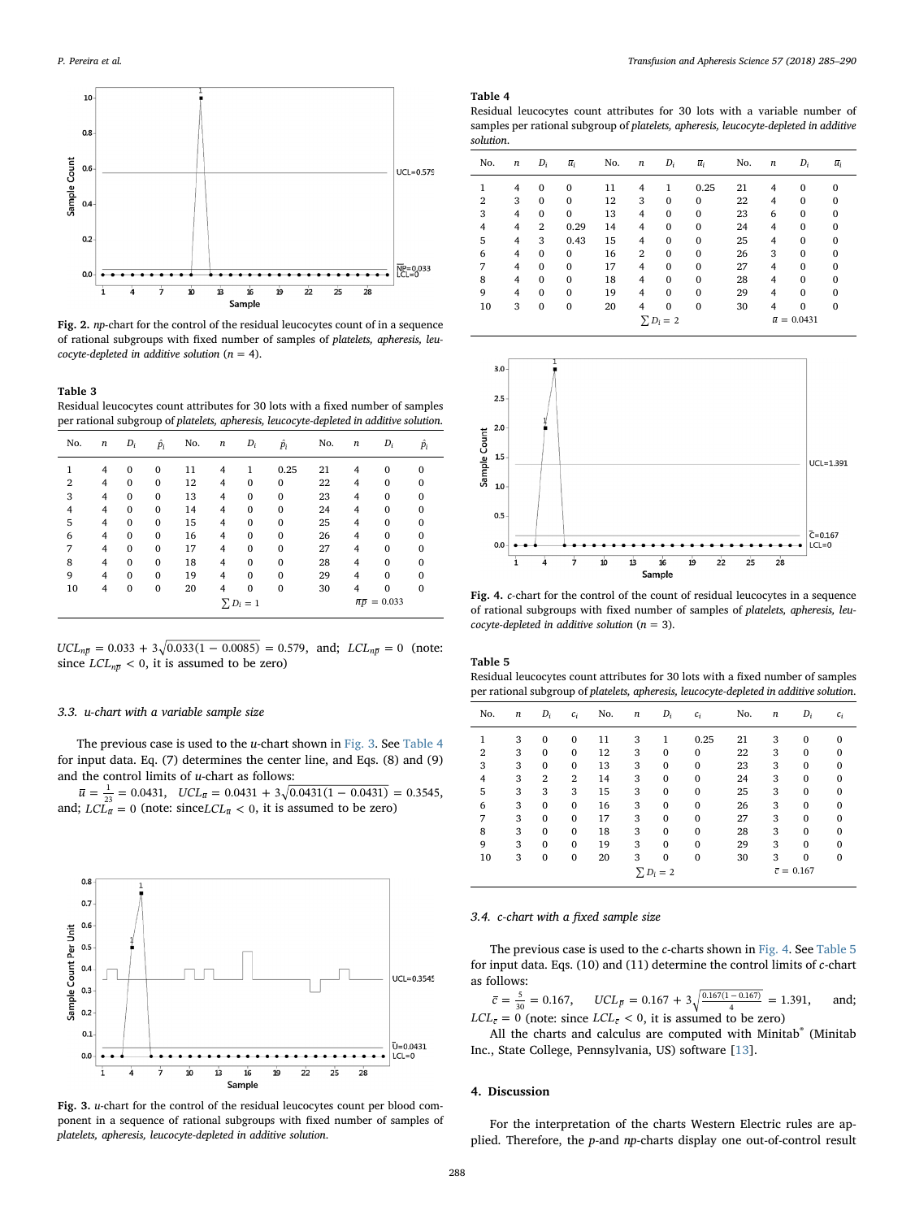Fig. 2. *np*-chart for the control of the residual leucocytes count of in a sequence of rational subgroups with fixed number of samples of *platelets, apheresis, leucocyte-depleted in additive solution* ($n$ = 4).

**Table 3**
Residual leucocytes count attributes for 30 lots with a fixed number of samples per rational subgroup of *platelets, apheresis, leucocyte-depleted in additive solution.*

| No. | $n$ | $D_i$ | $\hat{p}_i$ | No. | $n$ | $D_i$ | $\hat{p}_i$ | No. | $n$ | $D_i$ | $\hat{p}_i$ |
|---|---|---|---|---|---|---|---|---|---|---|---|
| 1 | 4 | 0 | 0 | 11 | 4 | 1 | 0.25 | 21 | 4 | 0 | 0 |
| 2 | 4 | 0 | 0 | 12 | 4 | 0 | 0 | 22 | 4 | 0 | 0 |
| 3 | 4 | 0 | 0 | 13 | 4 | 0 | 0 | 23 | 4 | 0 | 0 |
| 4 | 4 | 0 | 0 | 14 | 4 | 0 | 0 | 24 | 4 | 0 | 0 |
| 5 | 4 | 0 | 0 | 15 | 4 | 0 | 0 | 25 | 4 | 0 | 0 |
| 6 | 4 | 0 | 0 | 16 | 4 | 0 | 0 | 26 | 4 | 0 | 0 |
| 7 | 4 | 0 | 0 | 17 | 4 | 0 | 0 | 27 | 4 | 0 | 0 |
| 8 | 4 | 0 | 0 | 18 | 4 | 0 | 0 | 28 | 4 | 0 | 0 |
| 9 | 4 | 0 | 0 | 19 | 4 | 0 | 0 | 29 | 4 | 0 | 0 |
| 10 | 4 | 0 | 0 | 20 | 4 | 0 | 0 | 30 | 4 | 0 | 0 |
| | | | | | | $\sum D_i = 1$ | | | | $n\overline{p} = 0.033$ | |

$UCL_{n\overline{p}} = 0.033 + 3\sqrt{0.033(1-0.0085)} = 0.579$, and; $LCL_{n\overline{p}} = 0$ (note: since $LCL_{n\overline{p}} < 0$, it is assumed to be zero)

### 3.3. u-chart with a variable sample size

The previous case is used to the *u*-chart shown in Fig. 3. See Table 4 for input data. Eq. (7) determines the center line, and Eqs. (8) and (9) and the control limits of *u*-chart as follows:

$\overline{u} = \frac{1}{23} = 0.0431$, $UCL_{\overline{u}} = 0.0431 + 3\sqrt{0.0431(1-0.0431)} = 0.3545$, and; $LCL_{\overline{u}} = 0$ (note: since $LCL_{\overline{u}} < 0$, it is assumed to be zero)

Fig. 3. *u*-chart for the control of the residual leucocytes count per blood component in a sequence of rational subgroups with fixed number of samples of *platelets, apheresis, leucocyte-depleted in additive solution.*

**Table 4**
Residual leucocytes count attributes for 30 lots with a variable number of samples per rational subgroup of *platelets, apheresis, leucocyte-depleted in additive solution.*

| No. | $n$ | $D_i$ | $\overline{u}_i$ | No. | $n$ | $D_i$ | $\overline{u}_i$ | No. | $n$ | $D_i$ | $\overline{u}_i$ |
|---|---|---|---|---|---|---|---|---|---|---|---|
| 1 | 4 | 0 | 0 | 11 | 4 | 1 | 0.25 | 21 | 4 | 0 | 0 |
| 2 | 3 | 0 | 0 | 12 | 3 | 0 | 0 | 22 | 4 | 0 | 0 |
| 3 | 4 | 0 | 0 | 13 | 4 | 0 | 0 | 23 | 6 | 0 | 0 |
| 4 | 4 | 2 | 0.29 | 14 | 4 | 0 | 0 | 24 | 4 | 0 | 0 |
| 5 | 4 | 3 | 0.43 | 15 | 4 | 0 | 0 | 25 | 4 | 0 | 0 |
| 6 | 4 | 0 | 0 | 16 | 2 | 0 | 0 | 26 | 3 | 0 | 0 |
| 7 | 4 | 0 | 0 | 17 | 4 | 0 | 0 | 27 | 4 | 0 | 0 |
| 8 | 4 | 0 | 0 | 18 | 4 | 0 | 0 | 28 | 4 | 0 | 0 |
| 9 | 4 | 0 | 0 | 19 | 4 | 0 | 0 | 29 | 4 | 0 | 0 |
| 10 | 3 | 0 | 0 | 20 | 4 | 0 | 0 | 30 | 4 | 0 | 0 |
| | | | | | | $\sum D_i = 2$ | | | | $\overline{u} = 0.0431$ | |

Fig. 4. *c*-chart for the control of the count of residual leucocytes in a sequence of rational subgroups with fixed number of samples of *platelets, apheresis, leucocyte-depleted in additive solution* ($n$ = 3).

**Table 5**
Residual leucocytes count attributes for 30 lots with a fixed number of samples per rational subgroup of *platelets, apheresis, leucocyte-depleted in additive solution.*

| No. | $n$ | $D_i$ | $c_i$ | No. | $n$ | $D_i$ | $c_i$ | No. | $n$ | $D_i$ | $c_i$ |
|---|---|---|---|---|---|---|---|---|---|---|---|
| 1 | 3 | 0 | 0 | 11 | 3 | 1 | 0.25 | 21 | 3 | 0 | 0 |
| 2 | 3 | 0 | 0 | 12 | 3 | 0 | 0 | 22 | 3 | 0 | 0 |
| 3 | 3 | 0 | 0 | 13 | 3 | 0 | 0 | 23 | 3 | 0 | 0 |
| 4 | 3 | 2 | 2 | 14 | 3 | 0 | 0 | 24 | 3 | 0 | 0 |
| 5 | 3 | 3 | 3 | 15 | 3 | 0 | 0 | 25 | 3 | 0 | 0 |
| 6 | 3 | 0 | 0 | 16 | 3 | 0 | 0 | 26 | 3 | 0 | 0 |
| 7 | 3 | 0 | 0 | 17 | 3 | 0 | 0 | 27 | 3 | 0 | 0 |
| 8 | 3 | 0 | 0 | 18 | 3 | 0 | 0 | 28 | 3 | 0 | 0 |
| 9 | 3 | 0 | 0 | 19 | 3 | 0 | 0 | 29 | 3 | 0 | 0 |
| 10 | 3 | 0 | 0 | 20 | 3 | 0 | 0 | 30 | 3 | 0 | 0 |
| | | | | | | $\sum D_i = 2$ | | | | $\overline{c} = 0.167$ | |

### 3.4. c-chart with a fixed sample size

The previous case is used to the *c*-charts shown in Fig. 4. See Table 5 for input data. Eqs. (10) and (11) determine the control limits of *c*-chart as follows:

$\overline{c} = \frac{5}{30} = 0.167$, $UCL_{\overline{c}} = 0.167 + 3\sqrt{\frac{0.167(1-0.167)}{4}} = 1.391$, and; $LCL_{\overline{c}} = 0$ (note: since $LCL_{\overline{c}} < 0$, it is assumed to be zero)

All the charts and calculus are computed with Minitab® (Minitab Inc., State College, Pennsylvania, US) software [13].

## 4. Discussion

For the interpretation of the charts Western Electric rules are applied. Therefore, the *p*-and *np*-charts display one out-of-control result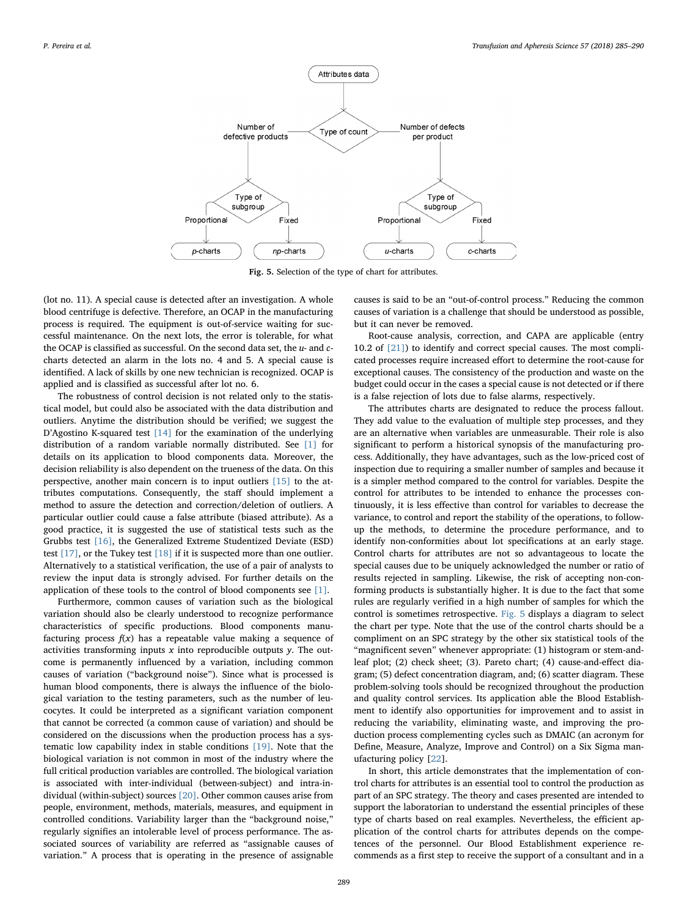Fig. 5. Selection of the type of chart for attributes.

(lot no. 11). A special cause is detected after an investigation. A whole blood centrifuge is defective. Therefore, an OCAP in the manufacturing process is required. The equipment is out-of-service waiting for successful maintenance. On the next lots, the error is tolerable, for what the OCAP is classified as successful. On the second data set, the *u*- and *c*-charts detected an alarm in the lots no. 4 and 5. A special cause is identified. A lack of skills by one new technician is recognized. OCAP is applied and is classified as successful after lot no. 6.

The robustness of control decision is not related only to the statistical model, but could also be associated with the data distribution and outliers. Anytime the distribution should be verified; we suggest the D'Agostino K-squared test [14] for the examination of the underlying distribution of a random variable normally distributed. See [1] for details on its application to blood components data. Moreover, the decision reliability is also dependent on the trueness of the data. On this perspective, another main concern is to input outliers [15] to the attributes computations. Consequently, the staff should implement a method to assure the detection and correction/deletion of outliers. A particular outlier could cause a false attribute (biased attribute). As a good practice, it is suggested the use of statistical tests such as the Grubbs test [16], the Generalized Extreme Studentized Deviate (ESD) test [17], or the Tukey test [18] if it is suspected more than one outlier. Alternatively to a statistical verification, the use of a pair of analysts to review the input data is strongly advised. For further details on the application of these tools to the control of blood components see [1].

Furthermore, common causes of variation such as the biological variation should also be clearly understood to recognize performance characteristics of specific productions. Blood components manufacturing process $f(x)$ has a repeatable value making a sequence of activities transforming inputs $x$ into reproducible outputs $y$. The outcome is permanently influenced by a variation, including common causes of variation ("background noise"). Since what is processed is human blood components, there is always the influence of the biological variation to the testing parameters, such as the number of leucocytes. It could be interpreted as a significant variation component that cannot be corrected (a common cause of variation) and should be considered on the discussions when the production process has a systematic low capability index in stable conditions [19]. Note that the biological variation is not common in most of the industry where the full critical production variables are controlled. The biological variation is associated with inter-individual (between-subject) and intra-individual (within-subject) sources [20]. Other common causes arise from people, environment, methods, materials, measures, and equipment in controlled conditions. Variability larger than the "background noise," regularly signifies an intolerable level of process performance. The associated sources of variability are referred as "assignable causes of variation." A process that is operating in the presence of assignable causes is said to be an "out-of-control process." Reducing the common causes of variation is a challenge that should be understood as possible, but it can never be removed.

Root-cause analysis, correction, and CAPA are applicable (entry 10.2 of [21]) to identify and correct special causes. The most complicated processes require increased effort to determine the root-cause for exceptional causes. The consistency of the production and waste on the budget could occur in the cases a special cause is not detected or if there is a false rejection of lots due to false alarms, respectively.

The attributes charts are designated to reduce the process fallout. They add value to the evaluation of multiple step processes, and they are an alternative when variables are unmeasurable. Their role is also significant to perform a historical synopsis of the manufacturing process. Additionally, they have advantages, such as the low-priced cost of inspection due to requiring a smaller number of samples and because it is a simpler method compared to the control for variables. Despite the control for attributes to be intended to enhance the processes continuously, it is less effective than control for variables to decrease the variance, to control and report the stability of the operations, to follow-up the methods, to determine the procedure performance, and to identify non-conformities about lot specifications at an early stage. Control charts for attributes are not so advantageous to locate the special causes due to be uniquely acknowledged the number or ratio of results rejected in sampling. Likewise, the risk of accepting non-conforming products is substantially higher. It is due to the fact that some rules are regularly verified in a high number of samples for which the control is sometimes retrospective. Fig. 5 displays a diagram to select the chart per type. Note that the use of the control charts should be a compliment on an SPC strategy by the other six statistical tools of the "magnificent seven" whenever appropriate: (1) histogram or stem-and-leaf plot; (2) check sheet; (3). Pareto chart; (4) cause-and-effect diagram; (5) defect concentration diagram, and; (6) scatter diagram. These problem-solving tools should be recognized throughout the production and quality control services. Its application able the Blood Establishment to identify also opportunities for improvement and to assist in reducing the variability, eliminating waste, and improving the production process complementing cycles such as DMAIC (an acronym for Define, Measure, Analyze, Improve and Control) on a Six Sigma manufacturing policy [22].

In short, this article demonstrates that the implementation of control charts for attributes is an essential tool to control the production as part of an SPC strategy. The theory and cases presented are intended to support the laboratorian to understand the essential principles of these type of charts based on real examples. Nevertheless, the efficient application of the control charts for attributes depends on the competences of the personnel. Our Blood Establishment experience recommends as a first step to receive the support of a consultant and in a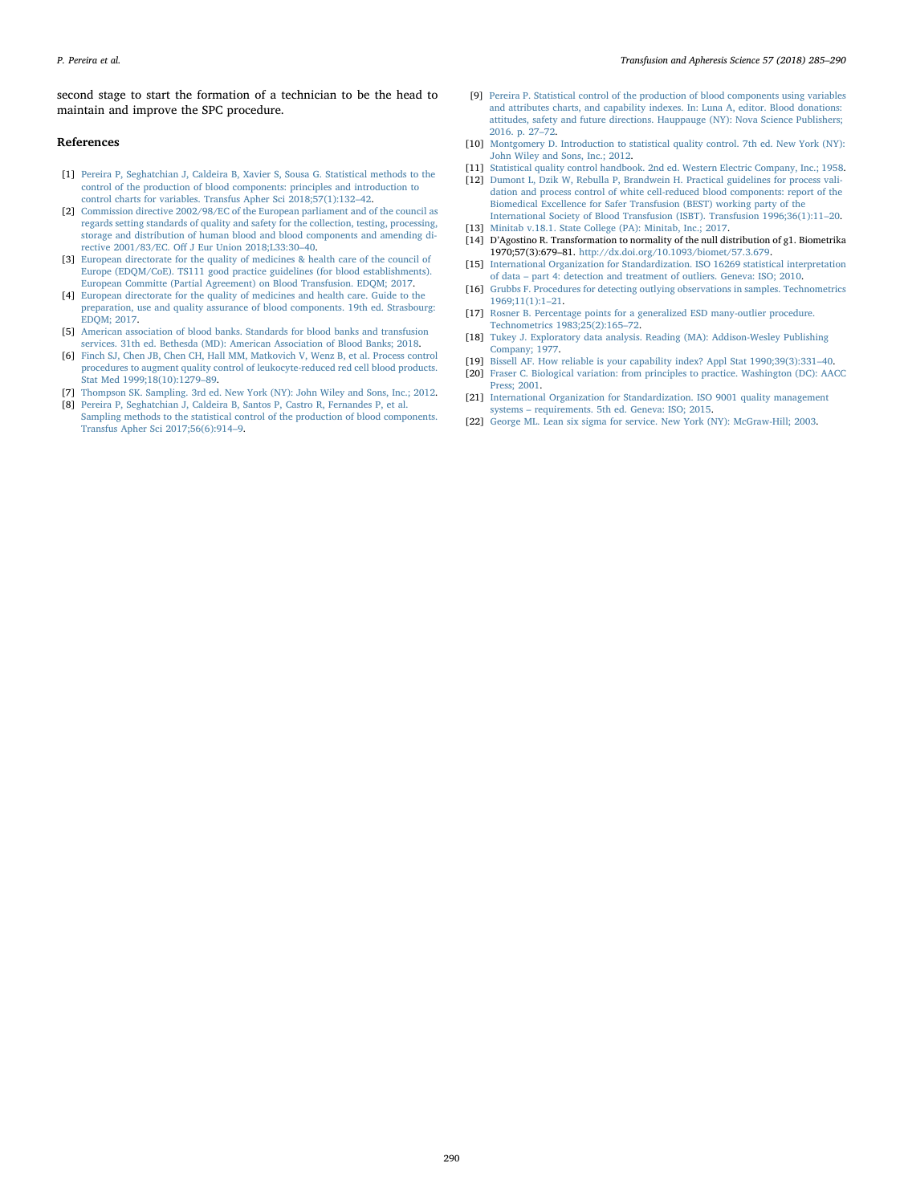second stage to start the formation of a technician to be the head to maintain and improve the SPC procedure.

## References

[1] Pereira P, Seghatchian J, Caldeira B, Xavier S, Sousa G. Statistical methods to the control of the production of blood components: principles and introduction to control charts for variables. Transfus Apher Sci 2018;57(1):132–42.

[2] Commission directive 2002/98/EC of the European parliament and of the council as regards setting standards of quality and safety for the collection, testing, processing, storage and distribution of human blood and blood components and amending directive 2001/83/EC. Off J Eur Union 2018;L33:30–40.

[3] European directorate for the quality of medicines & health care of the council of Europe (EDQM/CoE). TS111 good practice guidelines (for blood establishments). European Committe (Partial Agreement) on Blood Transfusion. EDQM; 2017.

[4] European directorate for the quality of medicines and health care. Guide to the preparation, use and quality assurance of blood components. 19th ed. Strasbourg: EDQM; 2017.

[5] American association of blood banks. Standards for blood banks and transfusion services. 31th ed. Bethesda (MD): American Association of Blood Banks; 2018.

[6] Finch SJ, Chen JB, Chen CH, Hall MM, Matkovich V, Wenz B, et al. Process control procedures to augment quality control of leukocyte-reduced red cell blood products. Stat Med 1999;18(10):1279–89.

[7] Thompson SK. Sampling. 3rd ed. New York (NY): John Wiley and Sons, Inc.; 2012.

[8] Pereira P, Seghatchian J, Caldeira B, Santos P, Castro R, Fernandes P, et al. Sampling methods to the statistical control of the production of blood components. Transfus Apher Sci 2017;56(6):914–9.

[9] Pereira P. Statistical control of the production of blood components using variables and attributes charts, and capability indexes. In: Luna A, editor. Blood donations: attitudes, safety and future directions. Hauppauge (NY): Nova Science Publishers; 2016. p. 27–72.

[10] Montgomery D. Introduction to statistical quality control. 7th ed. New York (NY): John Wiley and Sons, Inc.; 2012.

[11] Statistical quality control handbook. 2nd ed. Western Electric Company, Inc.; 1958.

[12] Dumont L, Dzik W, Rebulla P, Brandwein H. Practical guidelines for process validation and process control of white cell-reduced blood components: report of the Biomedical Excellence for Safer Transfusion (BEST) working party of the International Society of Blood Transfusion (ISBT). Transfusion 1996;36(1):11–20.

[13] Minitab v.18.1. State College (PA): Minitab, Inc.; 2017.

[14] D'Agostino R. Transformation to normality of the null distribution of g1. Biometrika 1970;57(3):679–81. http://dx.doi.org/10.1093/biomet/57.3.679.

[15] International Organization for Standardization. ISO 16269 statistical interpretation of data – part 4: detection and treatment of outliers. Geneva: ISO; 2010.

[16] Grubbs F. Procedures for detecting outlying observations in samples. Technometrics 1969;11(1):1–21.

[17] Rosner B. Percentage points for a generalized ESD many-outlier procedure. Technometrics 1983;25(2):165–72.

[18] Tukey J. Exploratory data analysis. Reading (MA): Addison-Wesley Publishing Company; 1977.

[19] Bissell AF. How reliable is your capability index? Appl Stat 1990;39(3):331–40.

[20] Fraser C. Biological variation: from principles to practice. Washington (DC): AACC Press; 2001.

[21] International Organization for Standardization. ISO 9001 quality management systems – requirements. 5th ed. Geneva: ISO; 2015.

[22] George ML. Lean six sigma for service. New York (NY): McGraw-Hill; 2003.